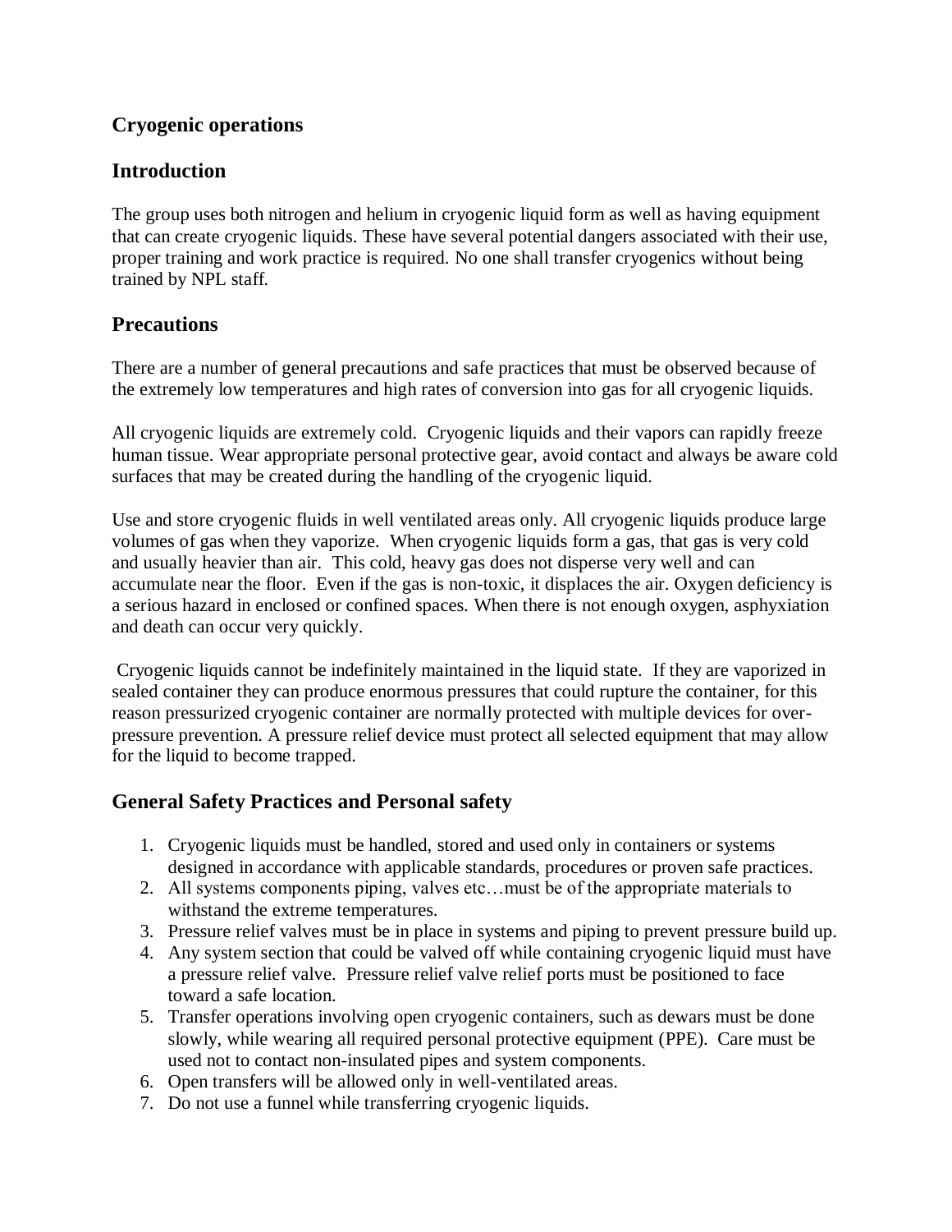# Cryogenic operations

## Introduction

The group uses both nitrogen and helium in cryogenic liquid form as well as having equipment that can create cryogenic liquids. These have several potential dangers associated with their use, proper training and work practice is required. No one shall transfer cryogenics without being trained by NPL staff.

## Precautions

There are a number of general precautions and safe practices that must be observed because of the extremely low temperatures and high rates of conversion into gas for all cryogenic liquids.

All cryogenic liquids are extremely cold. Cryogenic liquids and their vapors can rapidly freeze human tissue. Wear appropriate personal protective gear, avoid contact and always be aware cold surfaces that may be created during the handling of the cryogenic liquid.

Use and store cryogenic fluids in well ventilated areas only. All cryogenic liquids produce large volumes of gas when they vaporize. When cryogenic liquids form a gas, that gas is very cold and usually heavier than air. This cold, heavy gas does not disperse very well and can accumulate near the floor. Even if the gas is non-toxic, it displaces the air. Oxygen deficiency is a serious hazard in enclosed or confined spaces. When there is not enough oxygen, asphyxiation and death can occur very quickly.

Cryogenic liquids cannot be indefinitely maintained in the liquid state. If they are vaporized in sealed container they can produce enormous pressures that could rupture the container, for this reason pressurized cryogenic container are normally protected with multiple devices for over-pressure prevention. A pressure relief device must protect all selected equipment that may allow for the liquid to become trapped.

## General Safety Practices and Personal safety

1. Cryogenic liquids must be handled, stored and used only in containers or systems designed in accordance with applicable standards, procedures or proven safe practices.
2. All systems components piping, valves etc…must be of the appropriate materials to withstand the extreme temperatures.
3. Pressure relief valves must be in place in systems and piping to prevent pressure build up.
4. Any system section that could be valved off while containing cryogenic liquid must have a pressure relief valve. Pressure relief valve relief ports must be positioned to face toward a safe location.
5. Transfer operations involving open cryogenic containers, such as dewars must be done slowly, while wearing all required personal protective equipment (PPE). Care must be used not to contact non-insulated pipes and system components.
6. Open transfers will be allowed only in well-ventilated areas.
7. Do not use a funnel while transferring cryogenic liquids.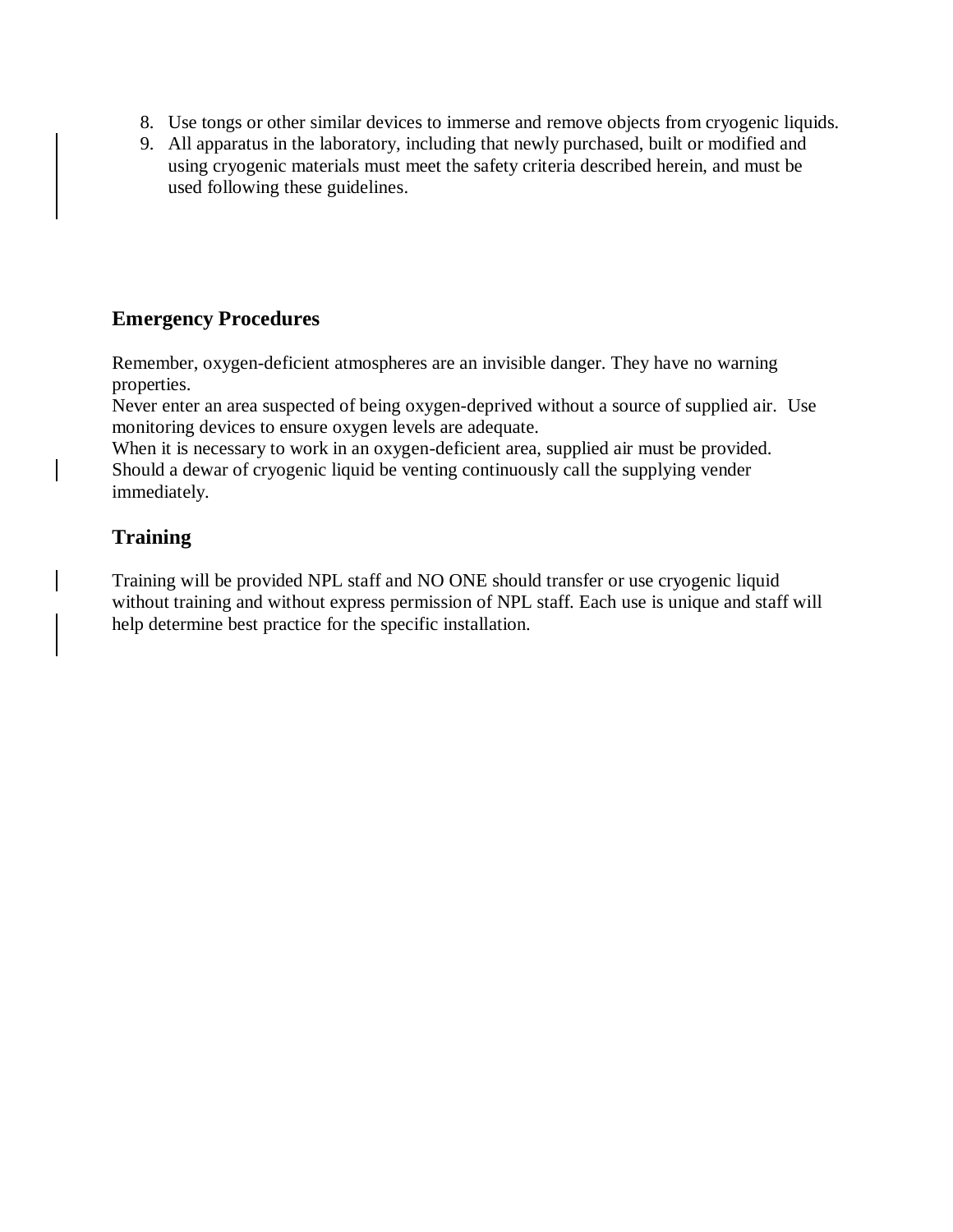8. Use tongs or other similar devices to immerse and remove objects from cryogenic liquids.
9. All apparatus in the laboratory, including that newly purchased, built or modified and using cryogenic materials must meet the safety criteria described herein, and must be used following these guidelines.

## Emergency Procedures

Remember, oxygen-deficient atmospheres are an invisible danger. They have no warning properties.
Never enter an area suspected of being oxygen-deprived without a source of supplied air. Use monitoring devices to ensure oxygen levels are adequate.
When it is necessary to work in an oxygen-deficient area, supplied air must be provided.
Should a dewar of cryogenic liquid be venting continuously call the supplying vender immediately.

## Training

Training will be provided NPL staff and NO ONE should transfer or use cryogenic liquid without training and without express permission of NPL staff. Each use is unique and staff will help determine best practice for the specific installation.